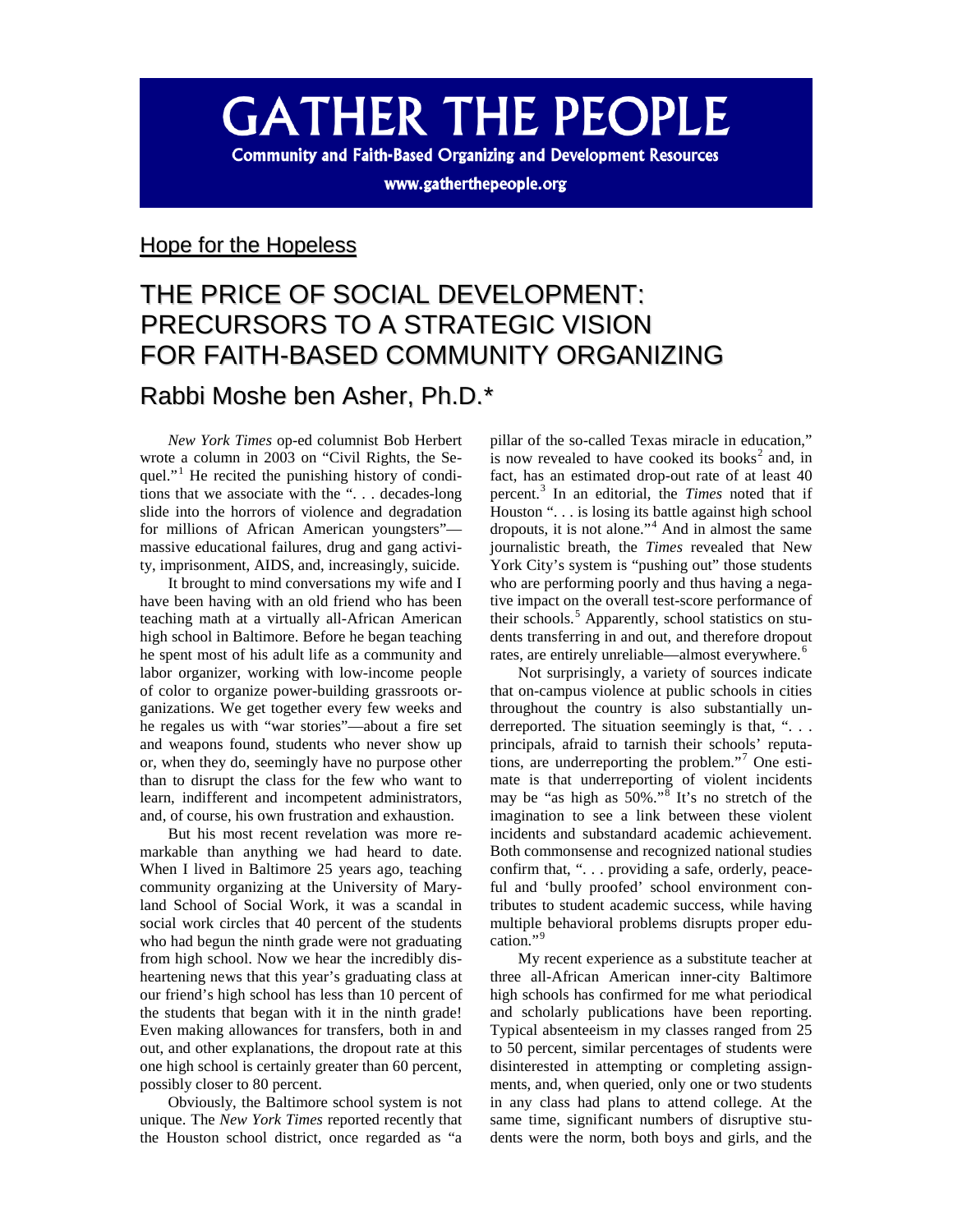# GATHER THE PEOPLE

**Community and Faith-Based Organizing and Development Resources**

**www.gatherthepeople.org**

## Hope for the Hopeless

# THE PRICE OF SOCIAL DEVELOPMENT: PRECURSORS TO A STRATEGIC VISION FOR FAITH-BASED COMMUNITY ORGANIZING

## Rabbi Moshe ben Asher, Ph.D.*

*New York Times* op-ed columnist Bob Herbert wrote a column in 2003 on "Civil Rights, the Sequel."[1] He recited the punishing history of conditions that we associate with the ". . . decades-long slide into the horrors of violence and degradation for millions of African American youngsters"—massive educational failures, drug and gang activity, imprisonment, AIDS, and, increasingly, suicide.

It brought to mind conversations my wife and I have been having with an old friend who has been teaching math at a virtually all-African American high school in Baltimore. Before he began teaching he spent most of his adult life as a community and labor organizer, working with low-income people of color to organize power-building grassroots organizations. We get together every few weeks and he regales us with "war stories"—about a fire set and weapons found, students who never show up or, when they do, seemingly have no purpose other than to disrupt the class for the few who want to learn, indifferent and incompetent administrators, and, of course, his own frustration and exhaustion.

But his most recent revelation was more remarkable than anything we had heard to date. When I lived in Baltimore 25 years ago, teaching community organizing at the University of Maryland School of Social Work, it was a scandal in social work circles that 40 percent of the students who had begun the ninth grade were not graduating from high school. Now we hear the incredibly disheartening news that this year's graduating class at our friend's high school has less than 10 percent of the students that began with it in the ninth grade! Even making allowances for transfers, both in and out, and other explanations, the dropout rate at this one high school is certainly greater than 60 percent, possibly closer to 80 percent.

Obviously, the Baltimore school system is not unique. The *New York Times* reported recently that the Houston school district, once regarded as "a pillar of the so-called Texas miracle in education," is now revealed to have cooked its books[2] and, in fact, has an estimated drop-out rate of at least 40 percent.[3] In an editorial, the *Times* noted that if Houston ". . . is losing its battle against high school dropouts, it is not alone."[4] And in almost the same journalistic breath, the *Times* revealed that New York City's system is "pushing out" those students who are performing poorly and thus having a negative impact on the overall test-score performance of their schools.[5] Apparently, school statistics on students transferring in and out, and therefore dropout rates, are entirely unreliable—almost everywhere.[6]

Not surprisingly, a variety of sources indicate that on-campus violence at public schools in cities throughout the country is also substantially underreported. The situation seemingly is that, ". . . principals, afraid to tarnish their schools' reputations, are underreporting the problem."[7] One estimate is that underreporting of violent incidents may be "as high as 50%."[8] It's no stretch of the imagination to see a link between these violent incidents and substandard academic achievement. Both commonsense and recognized national studies confirm that, ". . . providing a safe, orderly, peaceful and 'bully proofed' school environment contributes to student academic success, while having multiple behavioral problems disrupts proper education."[9]

My recent experience as a substitute teacher at three all-African American inner-city Baltimore high schools has confirmed for me what periodical and scholarly publications have been reporting. Typical absenteeism in my classes ranged from 25 to 50 percent, similar percentages of students were disinterested in attempting or completing assignments, and, when queried, only one or two students in any class had plans to attend college. At the same time, significant numbers of disruptive students were the norm, both boys and girls, and the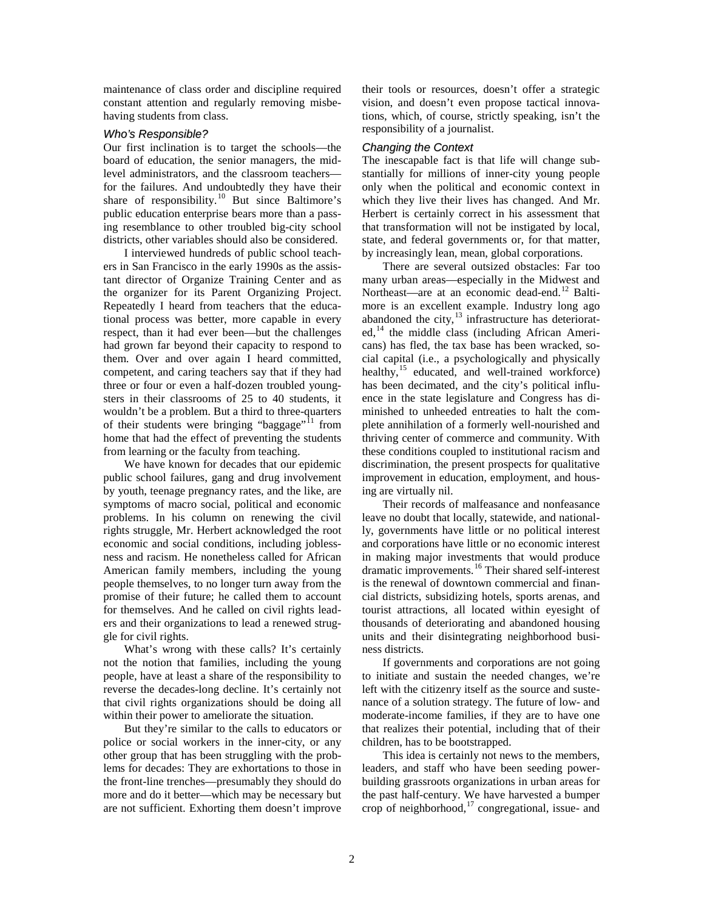maintenance of class order and discipline required constant attention and regularly removing misbehaving students from class.

### *Who's Responsible?*

Our first inclination is to target the schools—the board of education, the senior managers, the mid-level administrators, and the classroom teachers—for the failures. And undoubtedly they have their share of responsibility.[10] But since Baltimore's public education enterprise bears more than a passing resemblance to other troubled big-city school districts, other variables should also be considered.

I interviewed hundreds of public school teachers in San Francisco in the early 1990s as the assistant director of Organize Training Center and as the organizer for its Parent Organizing Project. Repeatedly I heard from teachers that the educational process was better, more capable in every respect, than it had ever been—but the challenges had grown far beyond their capacity to respond to them. Over and over again I heard committed, competent, and caring teachers say that if they had three or four or even a half-dozen troubled youngsters in their classrooms of 25 to 40 students, it wouldn't be a problem. But a third to three-quarters of their students were bringing "baggage"[11] from home that had the effect of preventing the students from learning or the faculty from teaching.

We have known for decades that our epidemic public school failures, gang and drug involvement by youth, teenage pregnancy rates, and the like, are symptoms of macro social, political and economic problems. In his column on renewing the civil rights struggle, Mr. Herbert acknowledged the root economic and social conditions, including joblessness and racism. He nonetheless called for African American family members, including the young people themselves, to no longer turn away from the promise of their future; he called them to account for themselves. And he called on civil rights leaders and their organizations to lead a renewed struggle for civil rights.

What's wrong with these calls? It's certainly not the notion that families, including the young people, have at least a share of the responsibility to reverse the decades-long decline. It's certainly not that civil rights organizations should be doing all within their power to ameliorate the situation.

But they're similar to the calls to educators or police or social workers in the inner-city, or any other group that has been struggling with the problems for decades: They are exhortations to those in the front-line trenches—presumably they should do more and do it better—which may be necessary but are not sufficient. Exhorting them doesn't improve their tools or resources, doesn't offer a strategic vision, and doesn't even propose tactical innovations, which, of course, strictly speaking, isn't the responsibility of a journalist.

### *Changing the Context*

The inescapable fact is that life will change substantially for millions of inner-city young people only when the political and economic context in which they live their lives has changed. And Mr. Herbert is certainly correct in his assessment that that transformation will not be instigated by local, state, and federal governments or, for that matter, by increasingly lean, mean, global corporations.

There are several outsized obstacles: Far too many urban areas—especially in the Midwest and Northeast—are at an economic dead-end.[12] Baltimore is an excellent example. Industry long ago abandoned the city,[13] infrastructure has deteriorated,[14] the middle class (including African Americans) has fled, the tax base has been wracked, social capital (i.e., a psychologically and physically healthy,[15] educated, and well-trained workforce) has been decimated, and the city's political influence in the state legislature and Congress has diminished to unheeded entreaties to halt the complete annihilation of a formerly well-nourished and thriving center of commerce and community. With these conditions coupled to institutional racism and discrimination, the present prospects for qualitative improvement in education, employment, and housing are virtually nil.

Their records of malfeasance and nonfeasance leave no doubt that locally, statewide, and nationally, governments have little or no political interest and corporations have little or no economic interest in making major investments that would produce dramatic improvements.[16] Their shared self-interest is the renewal of downtown commercial and financial districts, subsidizing hotels, sports arenas, and tourist attractions, all located within eyesight of thousands of deteriorating and abandoned housing units and their disintegrating neighborhood business districts.

If governments and corporations are not going to initiate and sustain the needed changes, we're left with the citizenry itself as the source and sustenance of a solution strategy. The future of low- and moderate-income families, if they are to have one that realizes their potential, including that of their children, has to be bootstrapped.

This idea is certainly not news to the members, leaders, and staff who have been seeding power-building grassroots organizations in urban areas for the past half-century. We have harvested a bumper crop of neighborhood,[17] congregational, issue- and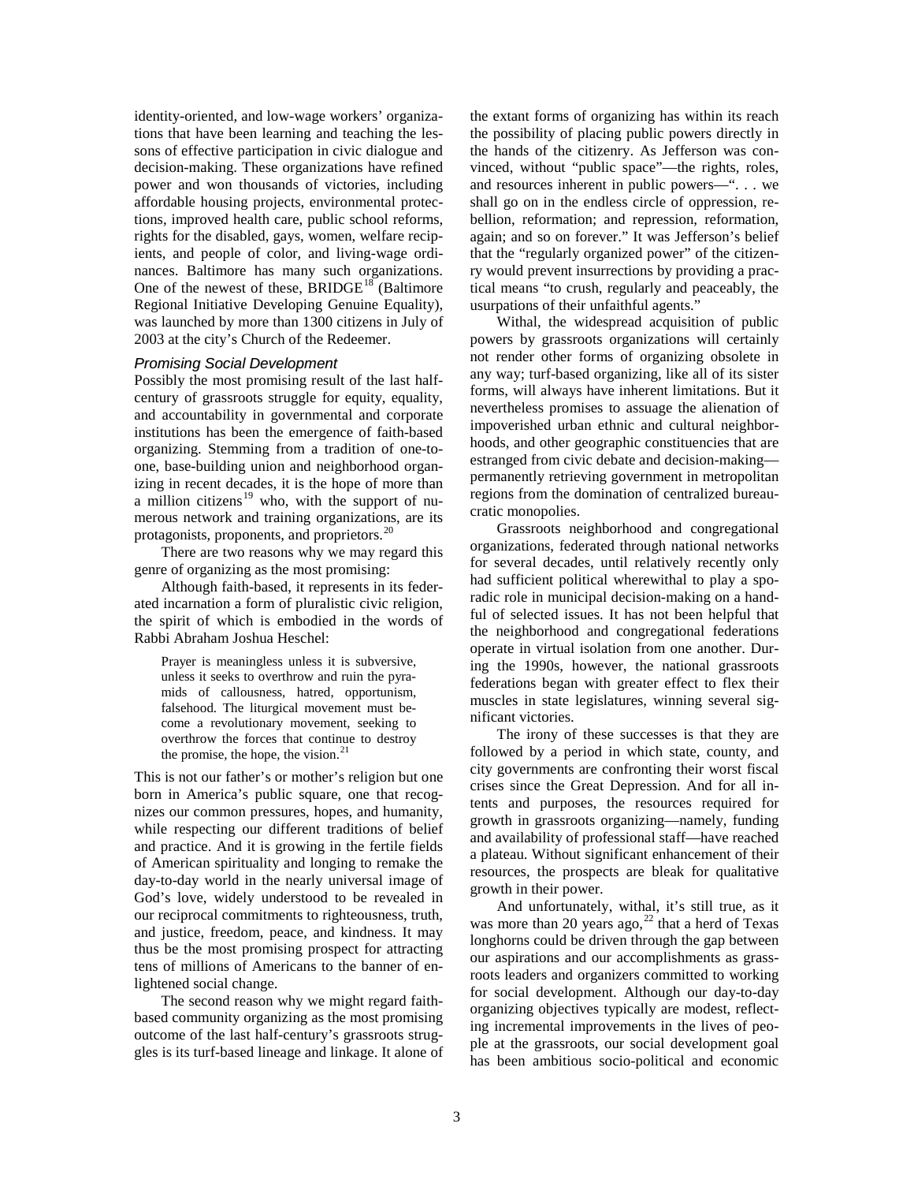identity-oriented, and low-wage workers' organizations that have been learning and teaching the lessons of effective participation in civic dialogue and decision-making. These organizations have refined power and won thousands of victories, including affordable housing projects, environmental protections, improved health care, public school reforms, rights for the disabled, gays, women, welfare recipients, and people of color, and living-wage ordinances. Baltimore has many such organizations. One of the newest of these, BRIDGE[18] (Baltimore Regional Initiative Developing Genuine Equality), was launched by more than 1300 citizens in July of 2003 at the city's Church of the Redeemer.

### *Promising Social Development*

Possibly the most promising result of the last half-century of grassroots struggle for equity, equality, and accountability in governmental and corporate institutions has been the emergence of faith-based organizing. Stemming from a tradition of one-to-one, base-building union and neighborhood organizing in recent decades, it is the hope of more than a million citizens[19] who, with the support of numerous network and training organizations, are its protagonists, proponents, and proprietors.[20]

There are two reasons why we may regard this genre of organizing as the most promising:

Although faith-based, it represents in its federated incarnation a form of pluralistic civic religion, the spirit of which is embodied in the words of Rabbi Abraham Joshua Heschel:

> Prayer is meaningless unless it is subversive, unless it seeks to overthrow and ruin the pyramids of callousness, hatred, opportunism, falsehood. The liturgical movement must become a revolutionary movement, seeking to overthrow the forces that continue to destroy the promise, the hope, the vision.[21]

This is not our father's or mother's religion but one born in America's public square, one that recognizes our common pressures, hopes, and humanity, while respecting our different traditions of belief and practice. And it is growing in the fertile fields of American spirituality and longing to remake the day-to-day world in the nearly universal image of God's love, widely understood to be revealed in our reciprocal commitments to righteousness, truth, and justice, freedom, peace, and kindness. It may thus be the most promising prospect for attracting tens of millions of Americans to the banner of enlightened social change.

The second reason why we might regard faith-based community organizing as the most promising outcome of the last half-century's grassroots struggles is its turf-based lineage and linkage. It alone of the extant forms of organizing has within its reach the possibility of placing public powers directly in the hands of the citizenry. As Jefferson was convinced, without "public space"—the rights, roles, and resources inherent in public powers—". . . we shall go on in the endless circle of oppression, rebellion, reformation; and repression, reformation, again; and so on forever." It was Jefferson's belief that the "regularly organized power" of the citizenry would prevent insurrections by providing a practical means "to crush, regularly and peaceably, the usurpations of their unfaithful agents."

Withal, the widespread acquisition of public powers by grassroots organizations will certainly not render other forms of organizing obsolete in any way; turf-based organizing, like all of its sister forms, will always have inherent limitations. But it nevertheless promises to assuage the alienation of impoverished urban ethnic and cultural neighborhoods, and other geographic constituencies that are estranged from civic debate and decision-making—permanently retrieving government in metropolitan regions from the domination of centralized bureaucratic monopolies.

Grassroots neighborhood and congregational organizations, federated through national networks for several decades, until relatively recently only had sufficient political wherewithal to play a sporadic role in municipal decision-making on a handful of selected issues. It has not been helpful that the neighborhood and congregational federations operate in virtual isolation from one another. During the 1990s, however, the national grassroots federations began with greater effect to flex their muscles in state legislatures, winning several significant victories.

The irony of these successes is that they are followed by a period in which state, county, and city governments are confronting their worst fiscal crises since the Great Depression. And for all intents and purposes, the resources required for growth in grassroots organizing—namely, funding and availability of professional staff—have reached a plateau. Without significant enhancement of their resources, the prospects are bleak for qualitative growth in their power.

And unfortunately, withal, it's still true, as it was more than 20 years ago,[22] that a herd of Texas longhorns could be driven through the gap between our aspirations and our accomplishments as grassroots leaders and organizers committed to working for social development. Although our day-to-day organizing objectives typically are modest, reflecting incremental improvements in the lives of people at the grassroots, our social development goal has been ambitious socio-political and economic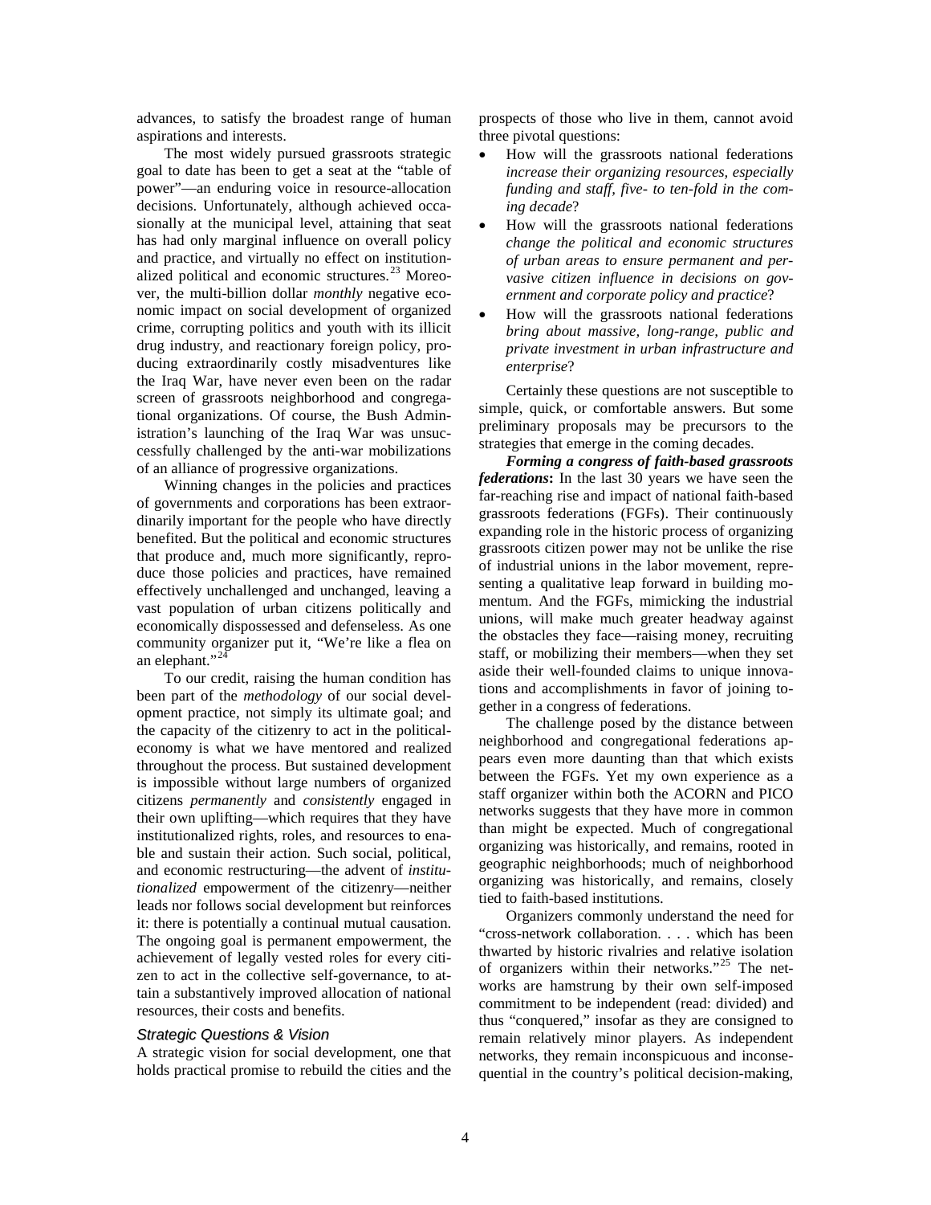advances, to satisfy the broadest range of human aspirations and interests.

The most widely pursued grassroots strategic goal to date has been to get a seat at the "table of power"—an enduring voice in resource-allocation decisions. Unfortunately, although achieved occasionally at the municipal level, attaining that seat has had only marginal influence on overall policy and practice, and virtually no effect on institutionalized political and economic structures.[23] Moreover, the multi-billion dollar *monthly* negative economic impact on social development of organized crime, corrupting politics and youth with its illicit drug industry, and reactionary foreign policy, producing extraordinarily costly misadventures like the Iraq War, have never even been on the radar screen of grassroots neighborhood and congregational organizations. Of course, the Bush Administration's launching of the Iraq War was unsuccessfully challenged by the anti-war mobilizations of an alliance of progressive organizations.

Winning changes in the policies and practices of governments and corporations has been extraordinarily important for the people who have directly benefited. But the political and economic structures that produce and, much more significantly, reproduce those policies and practices, have remained effectively unchallenged and unchanged, leaving a vast population of urban citizens politically and economically dispossessed and defenseless. As one community organizer put it, "We're like a flea on an elephant."[24]

To our credit, raising the human condition has been part of the *methodology* of our social development practice, not simply its ultimate goal; and the capacity of the citizenry to act in the political-economy is what we have mentored and realized throughout the process. But sustained development is impossible without large numbers of organized citizens *permanently* and *consistently* engaged in their own uplifting—which requires that they have institutionalized rights, roles, and resources to enable and sustain their action. Such social, political, and economic restructuring—the advent of *institutionalized* empowerment of the citizenry—neither leads nor follows social development but reinforces it: there is potentially a continual mutual causation. The ongoing goal is permanent empowerment, the achievement of legally vested roles for every citizen to act in the collective self-governance, to attain a substantively improved allocation of national resources, their costs and benefits.

### *Strategic Questions & Vision*

A strategic vision for social development, one that holds practical promise to rebuild the cities and the prospects of those who live in them, cannot avoid three pivotal questions:

- How will the grassroots national federations *increase their organizing resources, especially funding and staff, five- to ten-fold in the coming decade*?
- How will the grassroots national federations *change the political and economic structures of urban areas to ensure permanent and pervasive citizen influence in decisions on government and corporate policy and practice*?
- How will the grassroots national federations *bring about massive, long-range, public and private investment in urban infrastructure and enterprise*?

Certainly these questions are not susceptible to simple, quick, or comfortable answers. But some preliminary proposals may be precursors to the strategies that emerge in the coming decades.

***Forming a congress of faith-based grassroots federations*:** In the last 30 years we have seen the far-reaching rise and impact of national faith-based grassroots federations (FGFs). Their continuously expanding role in the historic process of organizing grassroots citizen power may not be unlike the rise of industrial unions in the labor movement, representing a qualitative leap forward in building momentum. And the FGFs, mimicking the industrial unions, will make much greater headway against the obstacles they face—raising money, recruiting staff, or mobilizing their members—when they set aside their well-founded claims to unique innovations and accomplishments in favor of joining together in a congress of federations.

The challenge posed by the distance between neighborhood and congregational federations appears even more daunting than that which exists between the FGFs. Yet my own experience as a staff organizer within both the ACORN and PICO networks suggests that they have more in common than might be expected. Much of congregational organizing was historically, and remains, rooted in geographic neighborhoods; much of neighborhood organizing was historically, and remains, closely tied to faith-based institutions.

Organizers commonly understand the need for "cross-network collaboration. . . . which has been thwarted by historic rivalries and relative isolation of organizers within their networks."[25] The networks are hamstrung by their own self-imposed commitment to be independent (read: divided) and thus "conquered," insofar as they are consigned to remain relatively minor players. As independent networks, they remain inconspicuous and inconsequential in the country's political decision-making,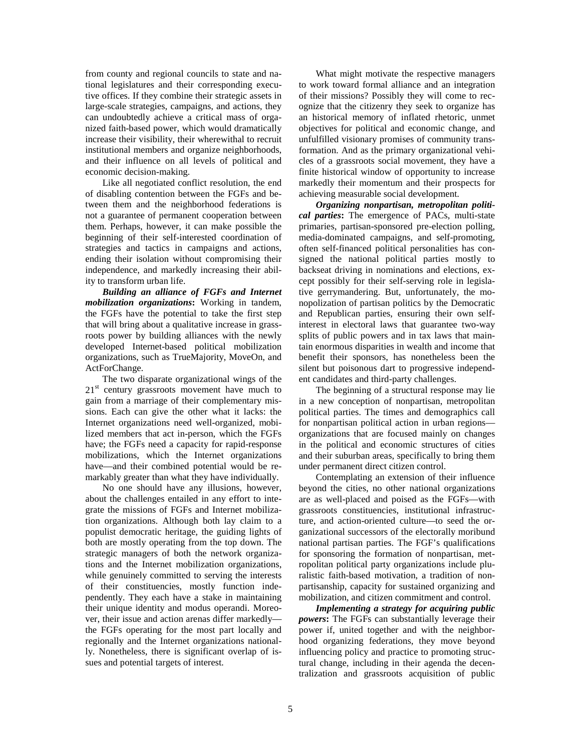from county and regional councils to state and national legislatures and their corresponding executive offices. If they combine their strategic assets in large-scale strategies, campaigns, and actions, they can undoubtedly achieve a critical mass of organized faith-based power, which would dramatically increase their visibility, their wherewithal to recruit institutional members and organize neighborhoods, and their influence on all levels of political and economic decision-making.

Like all negotiated conflict resolution, the end of disabling contention between the FGFs and between them and the neighborhood federations is not a guarantee of permanent cooperation between them. Perhaps, however, it can make possible the beginning of their self-interested coordination of strategies and tactics in campaigns and actions, ending their isolation without compromising their independence, and markedly increasing their ability to transform urban life.

***Building an alliance of FGFs and Internet mobilization organizations*:** Working in tandem, the FGFs have the potential to take the first step that will bring about a qualitative increase in grassroots power by building alliances with the newly developed Internet-based political mobilization organizations, such as TrueMajority, MoveOn, and ActForChange.

The two disparate organizational wings of the 21st century grassroots movement have much to gain from a marriage of their complementary missions. Each can give the other what it lacks: the Internet organizations need well-organized, mobilized members that act in-person, which the FGFs have; the FGFs need a capacity for rapid-response mobilizations, which the Internet organizations have—and their combined potential would be remarkably greater than what they have individually.

No one should have any illusions, however, about the challenges entailed in any effort to integrate the missions of FGFs and Internet mobilization organizations. Although both lay claim to a populist democratic heritage, the guiding lights of both are mostly operating from the top down. The strategic managers of both the network organizations and the Internet mobilization organizations, while genuinely committed to serving the interests of their constituencies, mostly function independently. They each have a stake in maintaining their unique identity and modus operandi. Moreover, their issue and action arenas differ markedly—the FGFs operating for the most part locally and regionally and the Internet organizations nationally. Nonetheless, there is significant overlap of issues and potential targets of interest.

What might motivate the respective managers to work toward formal alliance and an integration of their missions? Possibly they will come to recognize that the citizenry they seek to organize has an historical memory of inflated rhetoric, unmet objectives for political and economic change, and unfulfilled visionary promises of community transformation. And as the primary organizational vehicles of a grassroots social movement, they have a finite historical window of opportunity to increase markedly their momentum and their prospects for achieving measurable social development.

***Organizing nonpartisan, metropolitan political parties*:** The emergence of PACs, multi-state primaries, partisan-sponsored pre-election polling, media-dominated campaigns, and self-promoting, often self-financed political personalities has consigned the national political parties mostly to backseat driving in nominations and elections, except possibly for their self-serving role in legislative gerrymandering. But, unfortunately, the monopolization of partisan politics by the Democratic and Republican parties, ensuring their own self-interest in electoral laws that guarantee two-way splits of public powers and in tax laws that maintain enormous disparities in wealth and income that benefit their sponsors, has nonetheless been the silent but poisonous dart to progressive independent candidates and third-party challenges.

The beginning of a structural response may lie in a new conception of nonpartisan, metropolitan political parties. The times and demographics call for nonpartisan political action in urban regions—organizations that are focused mainly on changes in the political and economic structures of cities and their suburban areas, specifically to bring them under permanent direct citizen control.

Contemplating an extension of their influence beyond the cities, no other national organizations are as well-placed and poised as the FGFs—with grassroots constituencies, institutional infrastructure, and action-oriented culture—to seed the organizational successors of the electorally moribund national partisan parties. The FGF's qualifications for sponsoring the formation of nonpartisan, metropolitan political party organizations include pluralistic faith-based motivation, a tradition of nonpartisanship, capacity for sustained organizing and mobilization, and citizen commitment and control.

***Implementing a strategy for acquiring public powers*:** The FGFs can substantially leverage their power if, united together and with the neighborhood organizing federations, they move beyond influencing policy and practice to promoting structural change, including in their agenda the decentralization and grassroots acquisition of public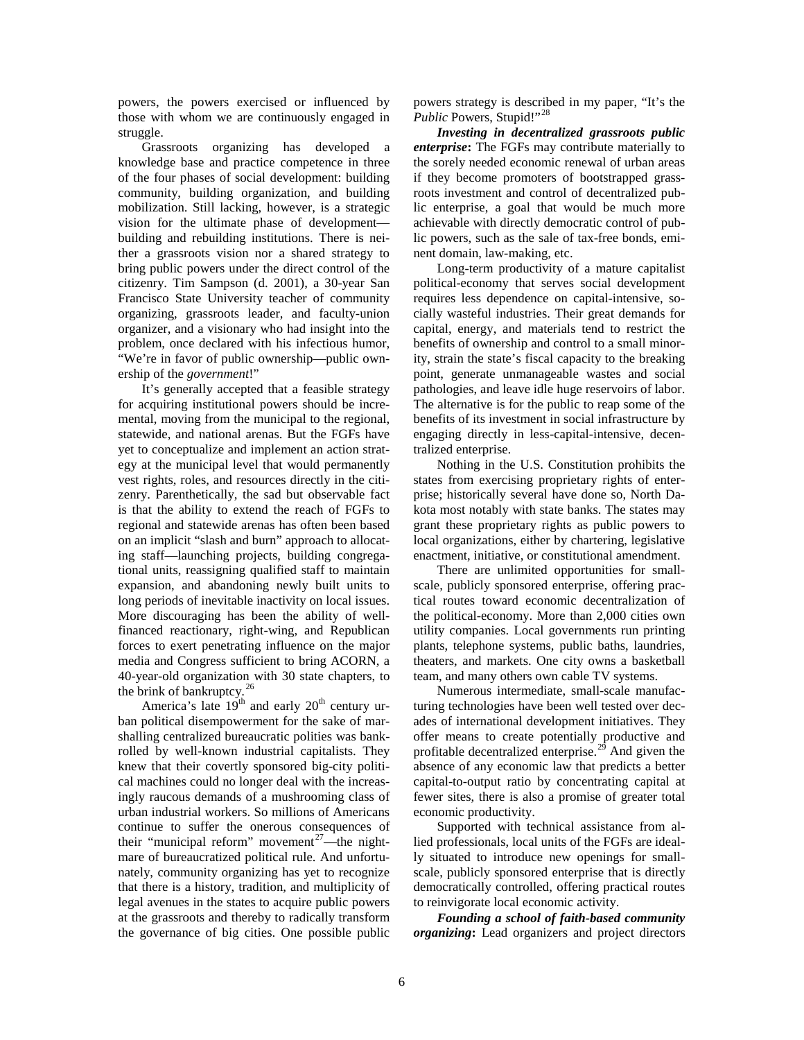powers, the powers exercised or influenced by those with whom we are continuously engaged in struggle.

Grassroots organizing has developed a knowledge base and practice competence in three of the four phases of social development: building community, building organization, and building mobilization. Still lacking, however, is a strategic vision for the ultimate phase of development—building and rebuilding institutions. There is neither a grassroots vision nor a shared strategy to bring public powers under the direct control of the citizenry. Tim Sampson (d. 2001), a 30-year San Francisco State University teacher of community organizing, grassroots leader, and faculty-union organizer, and a visionary who had insight into the problem, once declared with his infectious humor, "We're in favor of public ownership—public ownership of the *government*!"

It's generally accepted that a feasible strategy for acquiring institutional powers should be incremental, moving from the municipal to the regional, statewide, and national arenas. But the FGFs have yet to conceptualize and implement an action strategy at the municipal level that would permanently vest rights, roles, and resources directly in the citizenry. Parenthetically, the sad but observable fact is that the ability to extend the reach of FGFs to regional and statewide arenas has often been based on an implicit "slash and burn" approach to allocating staff—launching projects, building congregational units, reassigning qualified staff to maintain expansion, and abandoning newly built units to long periods of inevitable inactivity on local issues. More discouraging has been the ability of well-financed reactionary, right-wing, and Republican forces to exert penetrating influence on the major media and Congress sufficient to bring ACORN, a 40-year-old organization with 30 state chapters, to the brink of bankruptcy.[26]

America's late 19th and early 20th century urban political disempowerment for the sake of marshalling centralized bureaucratic polities was bankrolled by well-known industrial capitalists. They knew that their covertly sponsored big-city political machines could no longer deal with the increasingly raucous demands of a mushrooming class of urban industrial workers. So millions of Americans continue to suffer the onerous consequences of their "municipal reform" movement[27]—the nightmare of bureaucratized political rule. And unfortunately, community organizing has yet to recognize that there is a history, tradition, and multiplicity of legal avenues in the states to acquire public powers at the grassroots and thereby to radically transform the governance of big cities. One possible public powers strategy is described in my paper, "It's the *Public* Powers, Stupid!"[28]

***Investing in decentralized grassroots public enterprise*:** The FGFs may contribute materially to the sorely needed economic renewal of urban areas if they become promoters of bootstrapped grassroots investment and control of decentralized public enterprise, a goal that would be much more achievable with directly democratic control of public powers, such as the sale of tax-free bonds, eminent domain, law-making, etc.

Long-term productivity of a mature capitalist political-economy that serves social development requires less dependence on capital-intensive, socially wasteful industries. Their great demands for capital, energy, and materials tend to restrict the benefits of ownership and control to a small minority, strain the state's fiscal capacity to the breaking point, generate unmanageable wastes and social pathologies, and leave idle huge reservoirs of labor. The alternative is for the public to reap some of the benefits of its investment in social infrastructure by engaging directly in less-capital-intensive, decentralized enterprise.

Nothing in the U.S. Constitution prohibits the states from exercising proprietary rights of enterprise; historically several have done so, North Dakota most notably with state banks. The states may grant these proprietary rights as public powers to local organizations, either by chartering, legislative enactment, initiative, or constitutional amendment.

There are unlimited opportunities for small-scale, publicly sponsored enterprise, offering practical routes toward economic decentralization of the political-economy. More than 2,000 cities own utility companies. Local governments run printing plants, telephone systems, public baths, laundries, theaters, and markets. One city owns a basketball team, and many others own cable TV systems.

Numerous intermediate, small-scale manufacturing technologies have been well tested over decades of international development initiatives. They offer means to create potentially productive and profitable decentralized enterprise.[29] And given the absence of any economic law that predicts a better capital-to-output ratio by concentrating capital at fewer sites, there is also a promise of greater total economic productivity.

Supported with technical assistance from allied professionals, local units of the FGFs are ideally situated to introduce new openings for small-scale, publicly sponsored enterprise that is directly democratically controlled, offering practical routes to reinvigorate local economic activity.

***Founding a school of faith-based community organizing*:** Lead organizers and project directors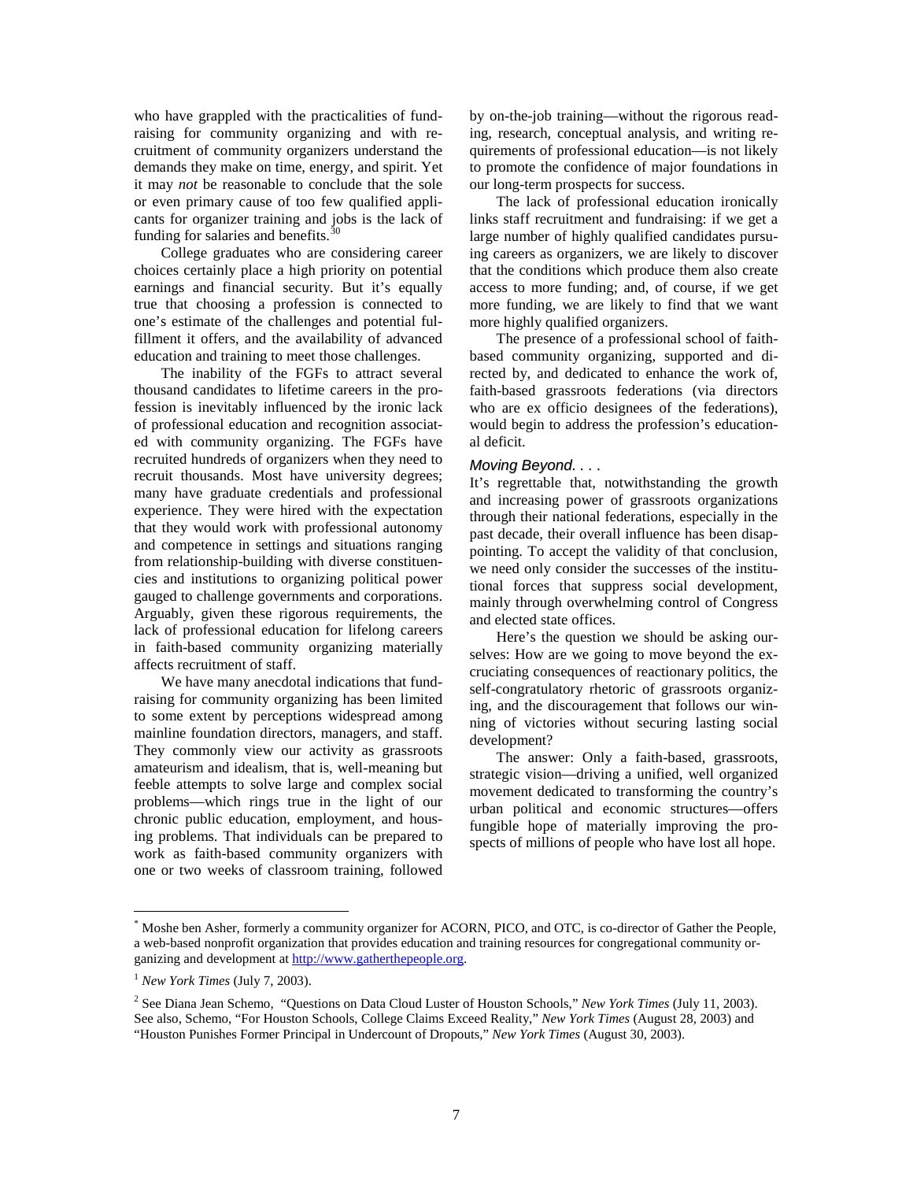who have grappled with the practicalities of fundraising for community organizing and with recruitment of community organizers understand the demands they make on time, energy, and spirit. Yet it may *not* be reasonable to conclude that the sole or even primary cause of too few qualified applicants for organizer training and jobs is the lack of funding for salaries and benefits.[30]

College graduates who are considering career choices certainly place a high priority on potential earnings and financial security. But it's equally true that choosing a profession is connected to one's estimate of the challenges and potential fulfillment it offers, and the availability of advanced education and training to meet those challenges.

The inability of the FGFs to attract several thousand candidates to lifetime careers in the profession is inevitably influenced by the ironic lack of professional education and recognition associated with community organizing. The FGFs have recruited hundreds of organizers when they need to recruit thousands. Most have university degrees; many have graduate credentials and professional experience. They were hired with the expectation that they would work with professional autonomy and competence in settings and situations ranging from relationship-building with diverse constituencies and institutions to organizing political power gauged to challenge governments and corporations. Arguably, given these rigorous requirements, the lack of professional education for lifelong careers in faith-based community organizing materially affects recruitment of staff.

We have many anecdotal indications that fundraising for community organizing has been limited to some extent by perceptions widespread among mainline foundation directors, managers, and staff. They commonly view our activity as grassroots amateurism and idealism, that is, well-meaning but feeble attempts to solve large and complex social problems—which rings true in the light of our chronic public education, employment, and housing problems. That individuals can be prepared to work as faith-based community organizers with one or two weeks of classroom training, followed by on-the-job training—without the rigorous reading, research, conceptual analysis, and writing requirements of professional education—is not likely to promote the confidence of major foundations in our long-term prospects for success.

The lack of professional education ironically links staff recruitment and fundraising: if we get a large number of highly qualified candidates pursuing careers as organizers, we are likely to discover that the conditions which produce them also create access to more funding; and, of course, if we get more funding, we are likely to find that we want more highly qualified organizers.

The presence of a professional school of faith-based community organizing, supported and directed by, and dedicated to enhance the work of, faith-based grassroots federations (via directors who are ex officio designees of the federations), would begin to address the profession's educational deficit.

### *Moving Beyond. . . .*

It's regrettable that, notwithstanding the growth and increasing power of grassroots organizations through their national federations, especially in the past decade, their overall influence has been disappointing. To accept the validity of that conclusion, we need only consider the successes of the institutional forces that suppress social development, mainly through overwhelming control of Congress and elected state offices.

Here's the question we should be asking ourselves: How are we going to move beyond the excruciating consequences of reactionary politics, the self-congratulatory rhetoric of grassroots organizing, and the discouragement that follows our winning of victories without securing lasting social development?

The answer: Only a faith-based, grassroots, strategic vision—driving a unified, well organized movement dedicated to transforming the country's urban political and economic structures—offers fungible hope of materially improving the prospects of millions of people who have lost all hope.

---

[*] Moshe ben Asher, formerly a community organizer for ACORN, PICO, and OTC, is co-director of Gather the People, a web-based nonprofit organization that provides education and training resources for congregational community organizing and development at http://www.gatherthepeople.org.

[1] *New York Times* (July 7, 2003).

[2] See Diana Jean Schemo, "Questions on Data Cloud Luster of Houston Schools," *New York Times* (July 11, 2003). See also, Schemo, "For Houston Schools, College Claims Exceed Reality," *New York Times* (August 28, 2003) and "Houston Punishes Former Principal in Undercount of Dropouts," *New York Times* (August 30, 2003).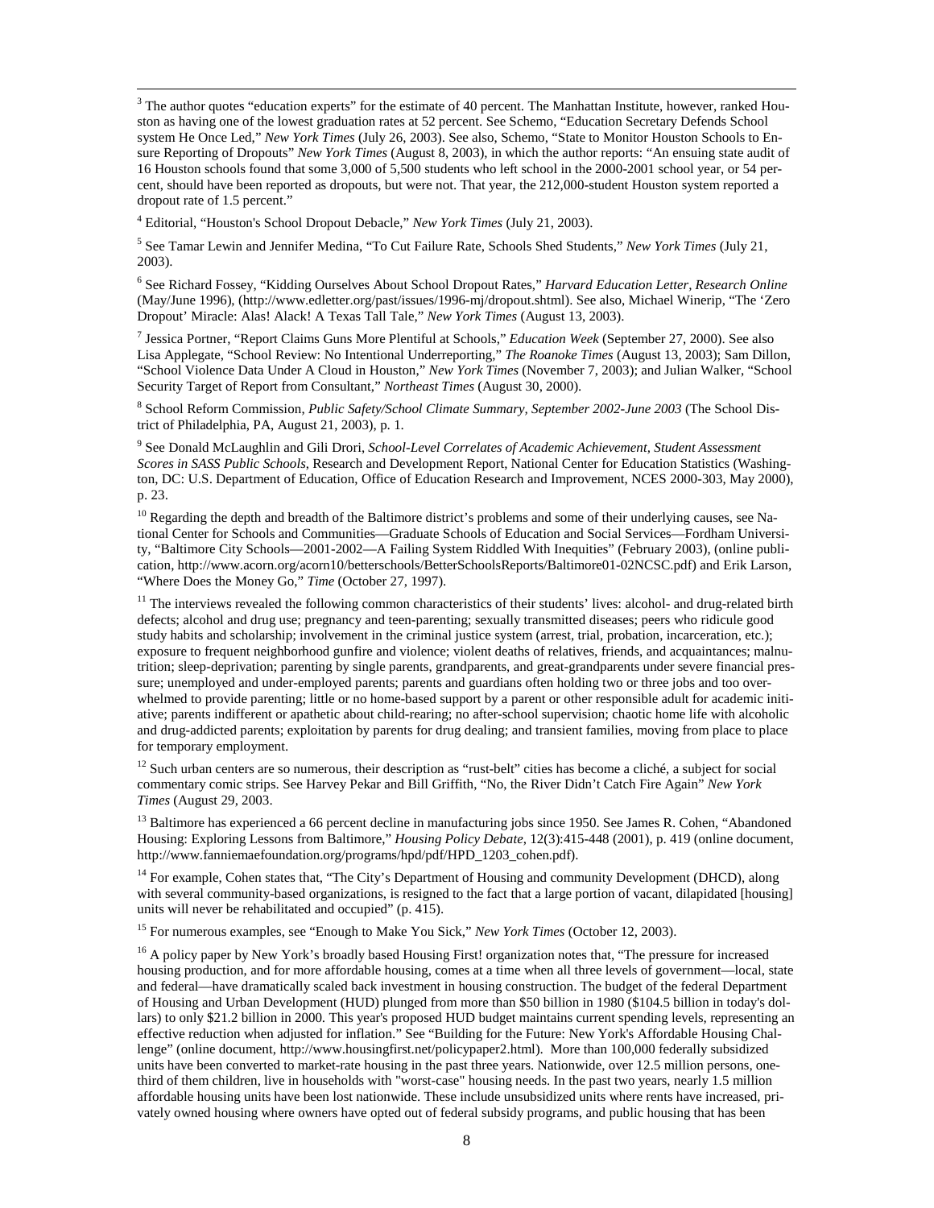[3] The author quotes "education experts" for the estimate of 40 percent. The Manhattan Institute, however, ranked Houston as having one of the lowest graduation rates at 52 percent. See Schemo, "Education Secretary Defends School system He Once Led," *New York Times* (July 26, 2003). See also, Schemo, "State to Monitor Houston Schools to Ensure Reporting of Dropouts" *New York Times* (August 8, 2003), in which the author reports: "An ensuing state audit of 16 Houston schools found that some 3,000 of 5,500 students who left school in the 2000-2001 school year, or 54 percent, should have been reported as dropouts, but were not. That year, the 212,000-student Houston system reported a dropout rate of 1.5 percent."

[4] Editorial, "Houston's School Dropout Debacle," *New York Times* (July 21, 2003).

[5] See Tamar Lewin and Jennifer Medina, "To Cut Failure Rate, Schools Shed Students," *New York Times* (July 21, 2003).

[6] See Richard Fossey, "Kidding Ourselves About School Dropout Rates," *Harvard Education Letter, Research Online* (May/June 1996), (http://www.edletter.org/past/issues/1996-mj/dropout.shtml). See also, Michael Winerip, "The 'Zero Dropout' Miracle: Alas! Alack! A Texas Tall Tale," *New York Times* (August 13, 2003).

[7] Jessica Portner, "Report Claims Guns More Plentiful at Schools," *Education Week* (September 27, 2000). See also Lisa Applegate, "School Review: No Intentional Underreporting," *The Roanoke Times* (August 13, 2003); Sam Dillon, "School Violence Data Under A Cloud in Houston," *New York Times* (November 7, 2003); and Julian Walker, "School Security Target of Report from Consultant," *Northeast Times* (August 30, 2000).

[8] School Reform Commission, *Public Safety/School Climate Summary, September 2002-June 2003* (The School District of Philadelphia, PA, August 21, 2003), p. 1.

[9] See Donald McLaughlin and Gili Drori, *School-Level Correlates of Academic Achievement, Student Assessment Scores in SASS Public Schools*, Research and Development Report, National Center for Education Statistics (Washington, DC: U.S. Department of Education, Office of Education Research and Improvement, NCES 2000-303, May 2000), p. 23.

[10] Regarding the depth and breadth of the Baltimore district's problems and some of their underlying causes, see National Center for Schools and Communities—Graduate Schools of Education and Social Services—Fordham University, "Baltimore City Schools—2001-2002—A Failing System Riddled With Inequities" (February 2003), (online publication, http://www.acorn.org/acorn10/betterschools/BetterSchoolsReports/Baltimore01-02NCSC.pdf) and Erik Larson, "Where Does the Money Go," *Time* (October 27, 1997).

[11] The interviews revealed the following common characteristics of their students' lives: alcohol- and drug-related birth defects; alcohol and drug use; pregnancy and teen-parenting; sexually transmitted diseases; peers who ridicule good study habits and scholarship; involvement in the criminal justice system (arrest, trial, probation, incarceration, etc.); exposure to frequent neighborhood gunfire and violence; violent deaths of relatives, friends, and acquaintances; malnutrition; sleep-deprivation; parenting by single parents, grandparents, and great-grandparents under severe financial pressure; unemployed and under-employed parents; parents and guardians often holding two or three jobs and too overwhelmed to provide parenting; little or no home-based support by a parent or other responsible adult for academic initiative; parents indifferent or apathetic about child-rearing; no after-school supervision; chaotic home life with alcoholic and drug-addicted parents; exploitation by parents for drug dealing; and transient families, moving from place to place for temporary employment.

[12] Such urban centers are so numerous, their description as "rust-belt" cities has become a cliché, a subject for social commentary comic strips. See Harvey Pekar and Bill Griffith, "No, the River Didn't Catch Fire Again" *New York Times* (August 29, 2003.

[13] Baltimore has experienced a 66 percent decline in manufacturing jobs since 1950. See James R. Cohen, "Abandoned Housing: Exploring Lessons from Baltimore," *Housing Policy Debate*, 12(3):415-448 (2001), p. 419 (online document, http://www.fanniemaefoundation.org/programs/hpd/pdf/HPD_1203_cohen.pdf).

[14] For example, Cohen states that, "The City's Department of Housing and community Development (DHCD), along with several community-based organizations, is resigned to the fact that a large portion of vacant, dilapidated [housing] units will never be rehabilitated and occupied" (p. 415).

[15] For numerous examples, see "Enough to Make You Sick," *New York Times* (October 12, 2003).

[16] A policy paper by New York's broadly based Housing First! organization notes that, "The pressure for increased housing production, and for more affordable housing, comes at a time when all three levels of government—local, state and federal—have dramatically scaled back investment in housing construction. The budget of the federal Department of Housing and Urban Development (HUD) plunged from more than $50 billion in 1980 ($104.5 billion in today's dollars) to only $21.2 billion in 2000. This year's proposed HUD budget maintains current spending levels, representing an effective reduction when adjusted for inflation." See "Building for the Future: New York's Affordable Housing Challenge" (online document, http://www.housingfirst.net/policypaper2.html). More than 100,000 federally subsidized units have been converted to market-rate housing in the past three years. Nationwide, over 12.5 million persons, one-third of them children, live in households with "worst-case" housing needs. In the past two years, nearly 1.5 million affordable housing units have been lost nationwide. These include unsubsidized units where rents have increased, privately owned housing where owners have opted out of federal subsidy programs, and public housing that has been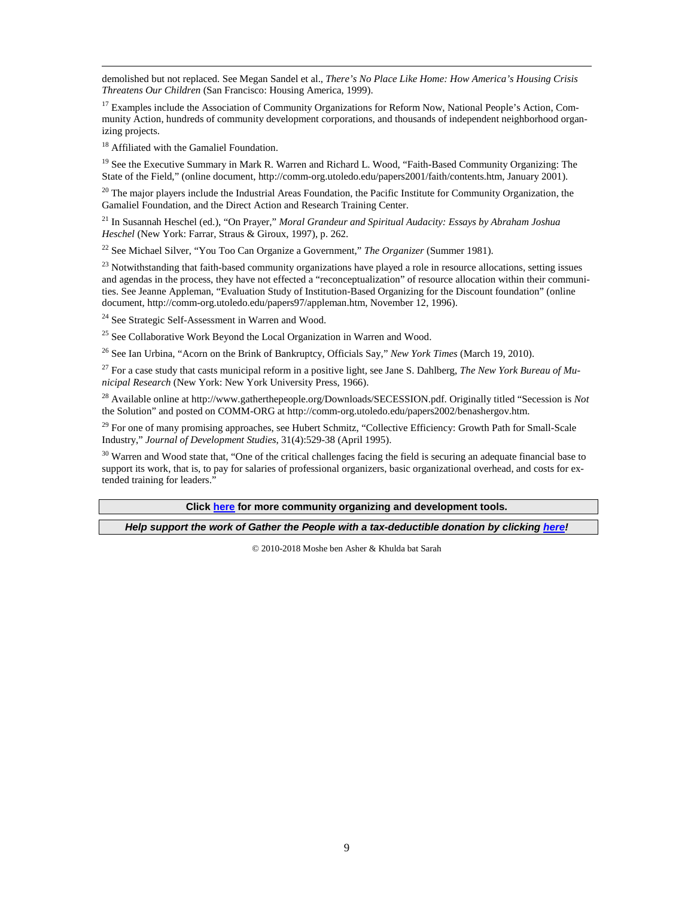demolished but not replaced. See Megan Sandel et al., *There's No Place Like Home: How America's Housing Crisis Threatens Our Children* (San Francisco: Housing America, 1999).

[17] Examples include the Association of Community Organizations for Reform Now, National People's Action, Community Action, hundreds of community development corporations, and thousands of independent neighborhood organizing projects.

[18] Affiliated with the Gamaliel Foundation.

[19] See the Executive Summary in Mark R. Warren and Richard L. Wood, "Faith-Based Community Organizing: The State of the Field," (online document, http://comm-org.utoledo.edu/papers2001/faith/contents.htm, January 2001).

[20] The major players include the Industrial Areas Foundation, the Pacific Institute for Community Organization, the Gamaliel Foundation, and the Direct Action and Research Training Center.

[21] In Susannah Heschel (ed.), "On Prayer," *Moral Grandeur and Spiritual Audacity: Essays by Abraham Joshua Heschel* (New York: Farrar, Straus & Giroux, 1997), p. 262.

[22] See Michael Silver, "You Too Can Organize a Government," *The Organizer* (Summer 1981).

[23] Notwithstanding that faith-based community organizations have played a role in resource allocations, setting issues and agendas in the process, they have not effected a "reconceptualization" of resource allocation within their communities. See Jeanne Appleman, "Evaluation Study of Institution-Based Organizing for the Discount foundation" (online document, http://comm-org.utoledo.edu/papers97/appleman.htm, November 12, 1996).

[24] See Strategic Self-Assessment in Warren and Wood.

[25] See Collaborative Work Beyond the Local Organization in Warren and Wood.

[26] See Ian Urbina, "Acorn on the Brink of Bankruptcy, Officials Say," *New York Times* (March 19, 2010).

[27] For a case study that casts municipal reform in a positive light, see Jane S. Dahlberg, *The New York Bureau of Municipal Research* (New York: New York University Press, 1966).

[28] Available online at http://www.gatherthepeople.org/Downloads/SECESSION.pdf. Originally titled "Secession is *Not* the Solution" and posted on COMM-ORG at http://comm-org.utoledo.edu/papers2002/benashergov.htm.

[29] For one of many promising approaches, see Hubert Schmitz, "Collective Efficiency: Growth Path for Small-Scale Industry," *Journal of Development Studies*, 31(4):529-38 (April 1995).

[30] Warren and Wood state that, "One of the critical challenges facing the field is securing an adequate financial base to support its work, that is, to pay for salaries of professional organizers, basic organizational overhead, and costs for extended training for leaders."

**Click here for more community organizing and development tools.**

***Help support the work of Gather the People with a tax-deductible donation by clicking here!***

© 2010-2018 Moshe ben Asher & Khulda bat Sarah